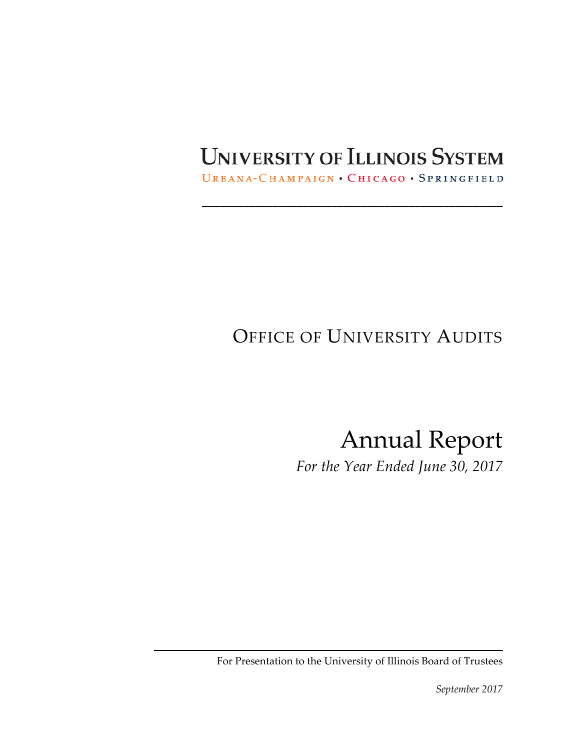# University of Illinois System

Urbana-Champaign • Chicago • Springfield

---

## Office of University Audits

# Annual Report

*For the Year Ended June 30, 2017*

---

For Presentation to the University of Illinois Board of Trustees

*September 2017*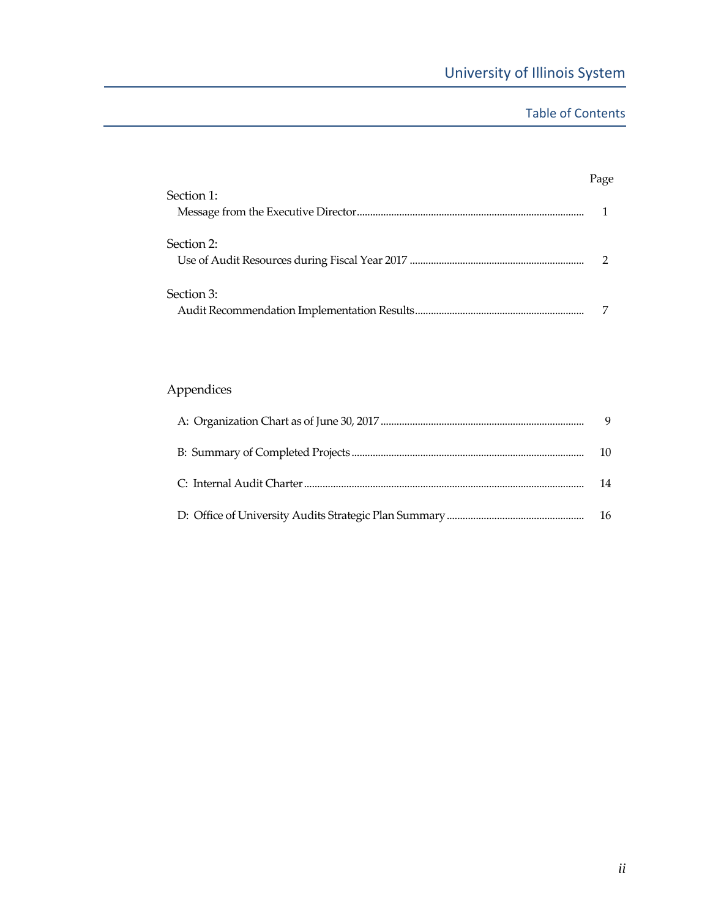# Table of Contents

| | Page |
|---|---|
| **Section 1:** | |
| Message from the Executive Director | 1 |
| **Section 2:** | |
| Use of Audit Resources during Fiscal Year 2017 | 2 |
| **Section 3:** | |
| Audit Recommendation Implementation Results | 7 |

## Appendices

| | |
|---|---|
| A: Organization Chart as of June 30, 2017 | 9 |
| B: Summary of Completed Projects | 10 |
| C: Internal Audit Charter | 14 |
| D: Office of University Audits Strategic Plan Summary | 16 |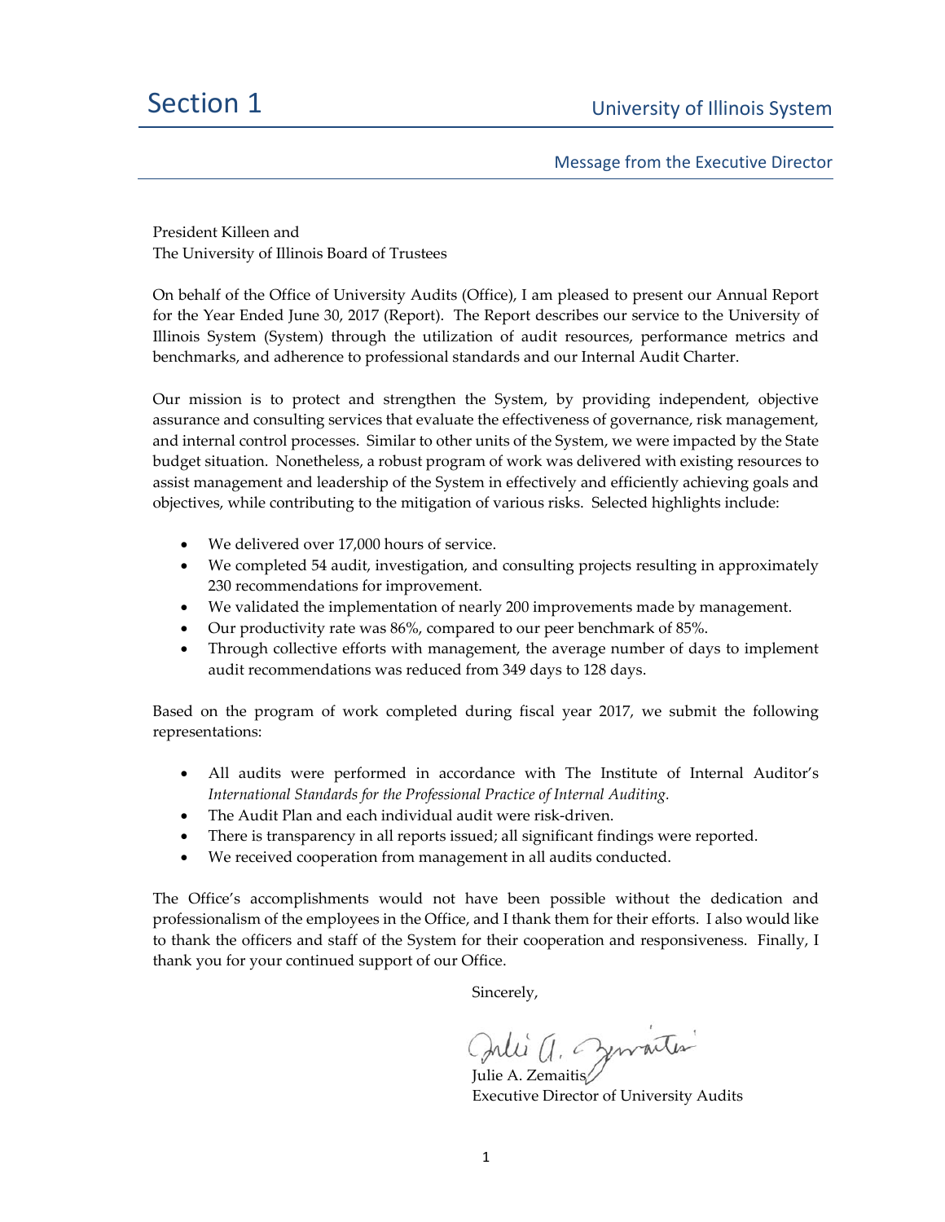# Section 1

## Message from the Executive Director

President Killeen and
The University of Illinois Board of Trustees

On behalf of the Office of University Audits (Office), I am pleased to present our Annual Report for the Year Ended June 30, 2017 (Report). The Report describes our service to the University of Illinois System (System) through the utilization of audit resources, performance metrics and benchmarks, and adherence to professional standards and our Internal Audit Charter.

Our mission is to protect and strengthen the System, by providing independent, objective assurance and consulting services that evaluate the effectiveness of governance, risk management, and internal control processes. Similar to other units of the System, we were impacted by the State budget situation. Nonetheless, a robust program of work was delivered with existing resources to assist management and leadership of the System in effectively and efficiently achieving goals and objectives, while contributing to the mitigation of various risks. Selected highlights include:

- We delivered over 17,000 hours of service.
- We completed 54 audit, investigation, and consulting projects resulting in approximately 230 recommendations for improvement.
- We validated the implementation of nearly 200 improvements made by management.
- Our productivity rate was 86%, compared to our peer benchmark of 85%.
- Through collective efforts with management, the average number of days to implement audit recommendations was reduced from 349 days to 128 days.

Based on the program of work completed during fiscal year 2017, we submit the following representations:

- All audits were performed in accordance with The Institute of Internal Auditor's *International Standards for the Professional Practice of Internal Auditing.*
- The Audit Plan and each individual audit were risk-driven.
- There is transparency in all reports issued; all significant findings were reported.
- We received cooperation from management in all audits conducted.

The Office's accomplishments would not have been possible without the dedication and professionalism of the employees in the Office, and I thank them for their efforts. I also would like to thank the officers and staff of the System for their cooperation and responsiveness. Finally, I thank you for your continued support of our Office.

Sincerely,

Julie A. Zemaitis
Executive Director of University Audits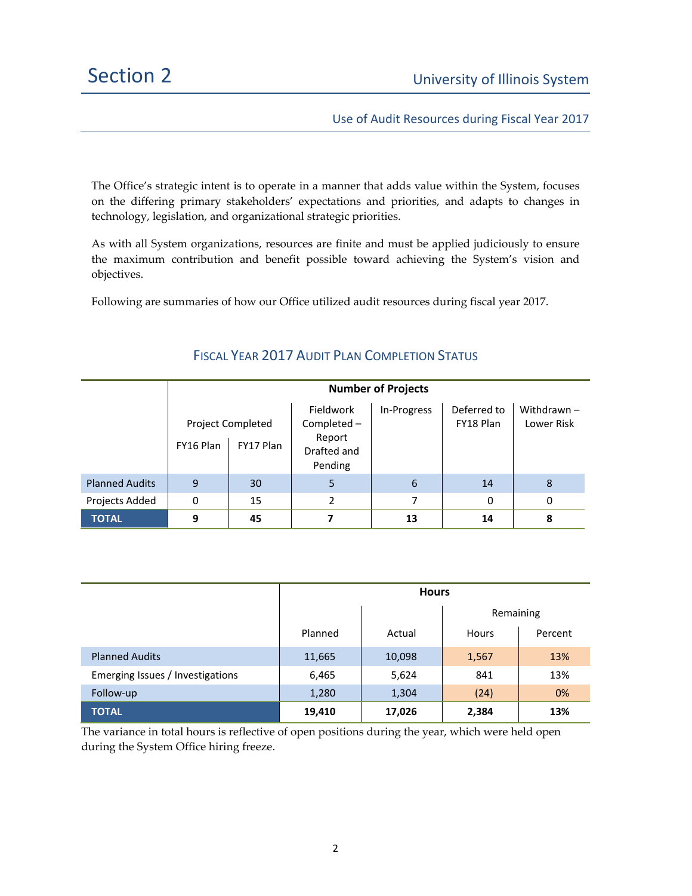# Section 2

## Use of Audit Resources during Fiscal Year 2017

The Office's strategic intent is to operate in a manner that adds value within the System, focuses on the differing primary stakeholders' expectations and priorities, and adapts to changes in technology, legislation, and organizational strategic priorities.

As with all System organizations, resources are finite and must be applied judiciously to ensure the maximum contribution and benefit possible toward achieving the System's vision and objectives.

Following are summaries of how our Office utilized audit resources during fiscal year 2017.

### Fiscal Year 2017 Audit Plan Completion Status

| | Number of Projects | | | | | |
|---|---|---|---|---|---|---|
| | Project Completed | | Fieldwork Completed – Report Drafted and Pending | In-Progress | Deferred to FY18 Plan | Withdrawn – Lower Risk |
| | FY16 Plan | FY17 Plan | | | | |
| Planned Audits | 9 | 30 | 5 | 6 | 14 | 8 |
| Projects Added | 0 | 15 | 2 | 7 | 0 | 0 |
| **TOTAL** | **9** | **45** | **7** | **13** | **14** | **8** |

| | Hours | | | |
|---|---|---|---|---|
| | | | Remaining | |
| | Planned | Actual | Hours | Percent |
| Planned Audits | 11,665 | 10,098 | 1,567 | 13% |
| Emerging Issues / Investigations | 6,465 | 5,624 | 841 | 13% |
| Follow-up | 1,280 | 1,304 | (24) | 0% |
| **TOTAL** | **19,410** | **17,026** | **2,384** | **13%** |

The variance in total hours is reflective of open positions during the year, which were held open during the System Office hiring freeze.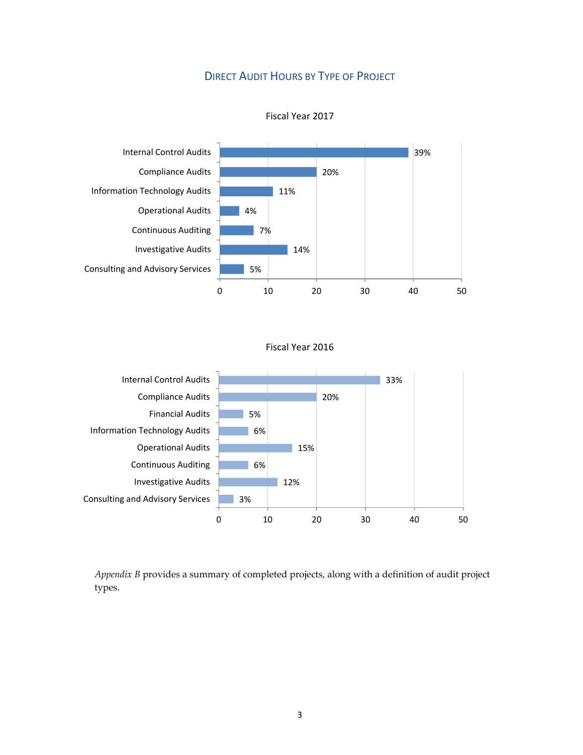## Direct Audit Hours by Type of Project

**Fiscal Year 2017**

| Type of Project | Percentage |
| --- | --- |
| Internal Control Audits | 39% |
| Compliance Audits | 20% |
| Information Technology Audits | 11% |
| Operational Audits | 4% |
| Continuous Auditing | 7% |
| Investigative Audits | 14% |
| Consulting and Advisory Services | 5% |

**Fiscal Year 2016**

| Type of Project | Percentage |
| --- | --- |
| Internal Control Audits | 33% |
| Compliance Audits | 20% |
| Financial Audits | 5% |
| Information Technology Audits | 6% |
| Operational Audits | 15% |
| Continuous Auditing | 6% |
| Investigative Audits | 12% |
| Consulting and Advisory Services | 3% |

*Appendix B* provides a summary of completed projects, along with a definition of audit project types.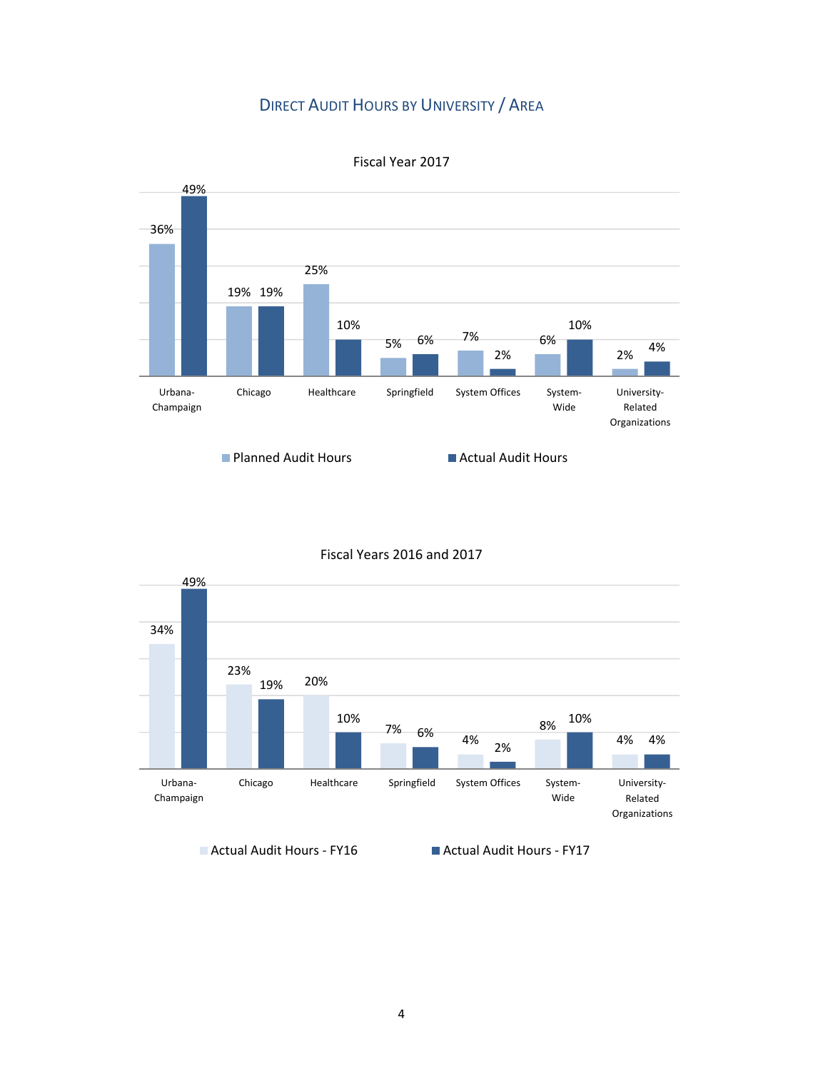## Direct Audit Hours by University / Area

### Fiscal Year 2017

| | Urbana-Champaign | Chicago | Healthcare | Springfield | System Offices | System-Wide | University-Related Organizations |
|---|---|---|---|---|---|---|---|
| Planned Audit Hours | 36% | 19% | 25% | 5% | 7% | 6% | 2% |
| Actual Audit Hours | 49% | 19% | 10% | 6% | 2% | 10% | 4% |

### Fiscal Years 2016 and 2017

| | Urbana-Champaign | Chicago | Healthcare | Springfield | System Offices | System-Wide | University-Related Organizations |
|---|---|---|---|---|---|---|---|
| Actual Audit Hours - FY16 | 34% | 23% | 20% | 7% | 4% | 8% | 4% |
| Actual Audit Hours - FY17 | 49% | 19% | 10% | 6% | 2% | 10% | 4% |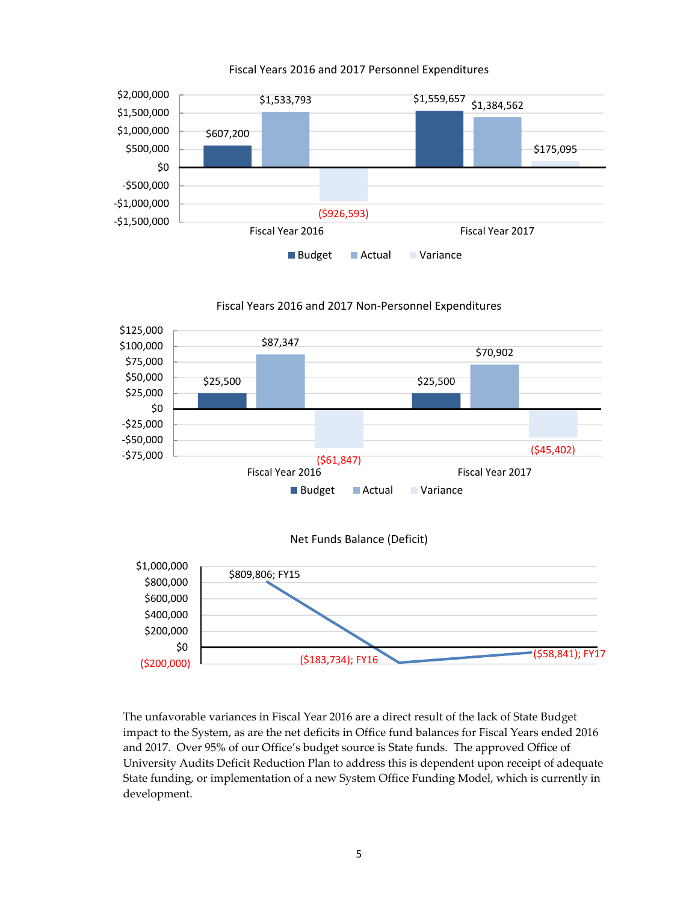Fiscal Years 2016 and 2017 Personnel Expenditures

| | Budget | Actual | Variance |
|---|---|---|---|
| Fiscal Year 2016 | $607,200 | $1,533,793 | ($926,593) |
| Fiscal Year 2017 | $1,559,657 | $1,384,562 | $175,095 |

Fiscal Years 2016 and 2017 Non-Personnel Expenditures

| | Budget | Actual | Variance |
|---|---|---|---|
| Fiscal Year 2016 | $25,500 | $87,347 | ($61,847) |
| Fiscal Year 2017 | $25,500 | $70,902 | ($45,402) |

Net Funds Balance (Deficit)

| Fiscal Year | Net Funds Balance (Deficit) |
|---|---|
| FY15 | $809,806 |
| FY16 | ($183,734) |
| FY17 | ($58,841) |

The unfavorable variances in Fiscal Year 2016 are a direct result of the lack of State Budget impact to the System, as are the net deficits in Office fund balances for Fiscal Years ended 2016 and 2017. Over 95% of our Office's budget source is State funds. The approved Office of University Audits Deficit Reduction Plan to address this is dependent upon receipt of adequate State funding, or implementation of a new System Office Funding Model, which is currently in development.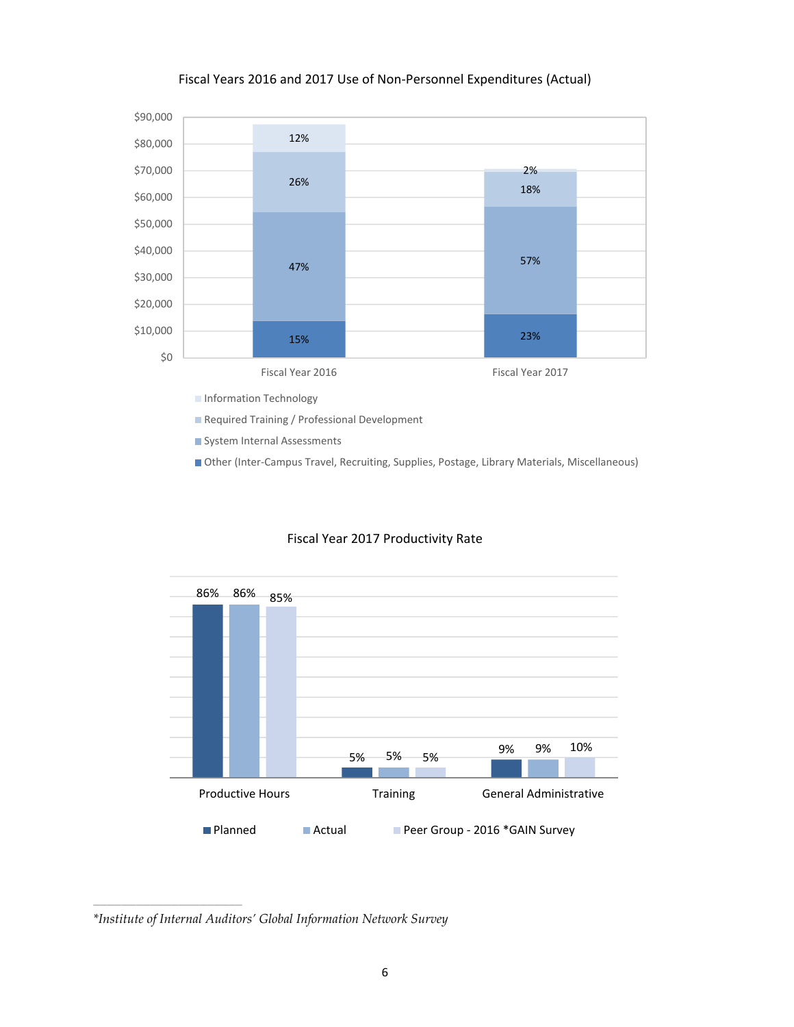Fiscal Years 2016 and 2017 Use of Non-Personnel Expenditures (Actual)

| Category | Fiscal Year 2016 | Fiscal Year 2017 |
| --- | --- | --- |
| Information Technology | 12% | 2% |
| Required Training / Professional Development | 26% | 18% |
| System Internal Assessments | 47% | 57% |
| Other (Inter-Campus Travel, Recruiting, Supplies, Postage, Library Materials, Miscellaneous) | 15% | 23% |

Fiscal Year 2017 Productivity Rate

| | Planned | Actual | Peer Group - 2016 *GAIN Survey |
| --- | --- | --- | --- |
| Productive Hours | 86% | 86% | 85% |
| Training | 5% | 5% | 5% |
| General Administrative | 9% | 9% | 10% |

*\*Institute of Internal Auditors' Global Information Network Survey*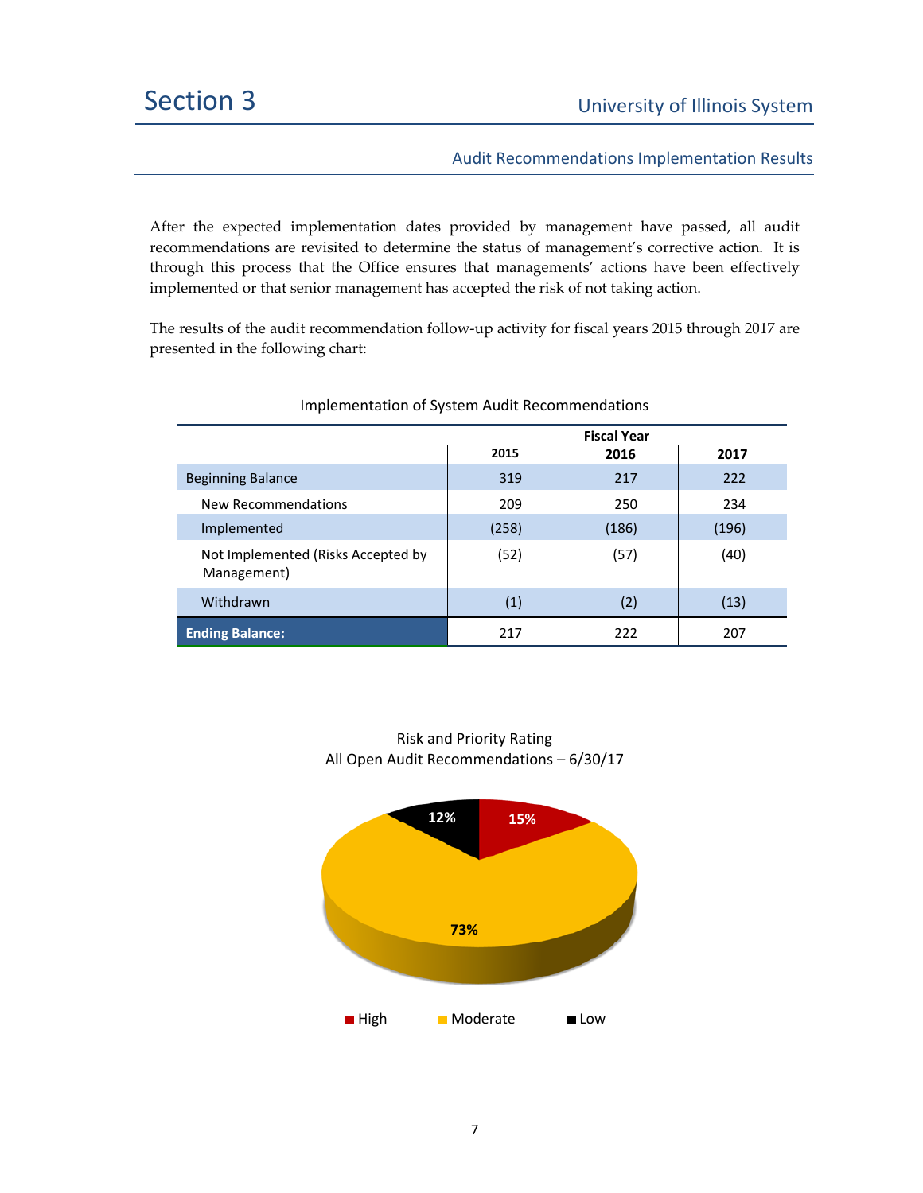# Section 3

## Audit Recommendations Implementation Results

After the expected implementation dates provided by management have passed, all audit recommendations are revisited to determine the status of management's corrective action. It is through this process that the Office ensures that managements' actions have been effectively implemented or that senior management has accepted the risk of not taking action.

The results of the audit recommendation follow-up activity for fiscal years 2015 through 2017 are presented in the following chart:

Implementation of System Audit Recommendations

| | Fiscal Year | | |
|---|---|---|---|
| | **2015** | **2016** | **2017** |
| Beginning Balance | 319 | 217 | 222 |
| New Recommendations | 209 | 250 | 234 |
| Implemented | (258) | (186) | (196) |
| Not Implemented (Risks Accepted by Management) | (52) | (57) | (40) |
| Withdrawn | (1) | (2) | (13) |
| **Ending Balance:** | 217 | 222 | 207 |

Risk and Priority Rating
All Open Audit Recommendations – 6/30/17

| Rating | Percentage |
|---|---|
| High | 15% |
| Moderate | 73% |
| Low | 12% |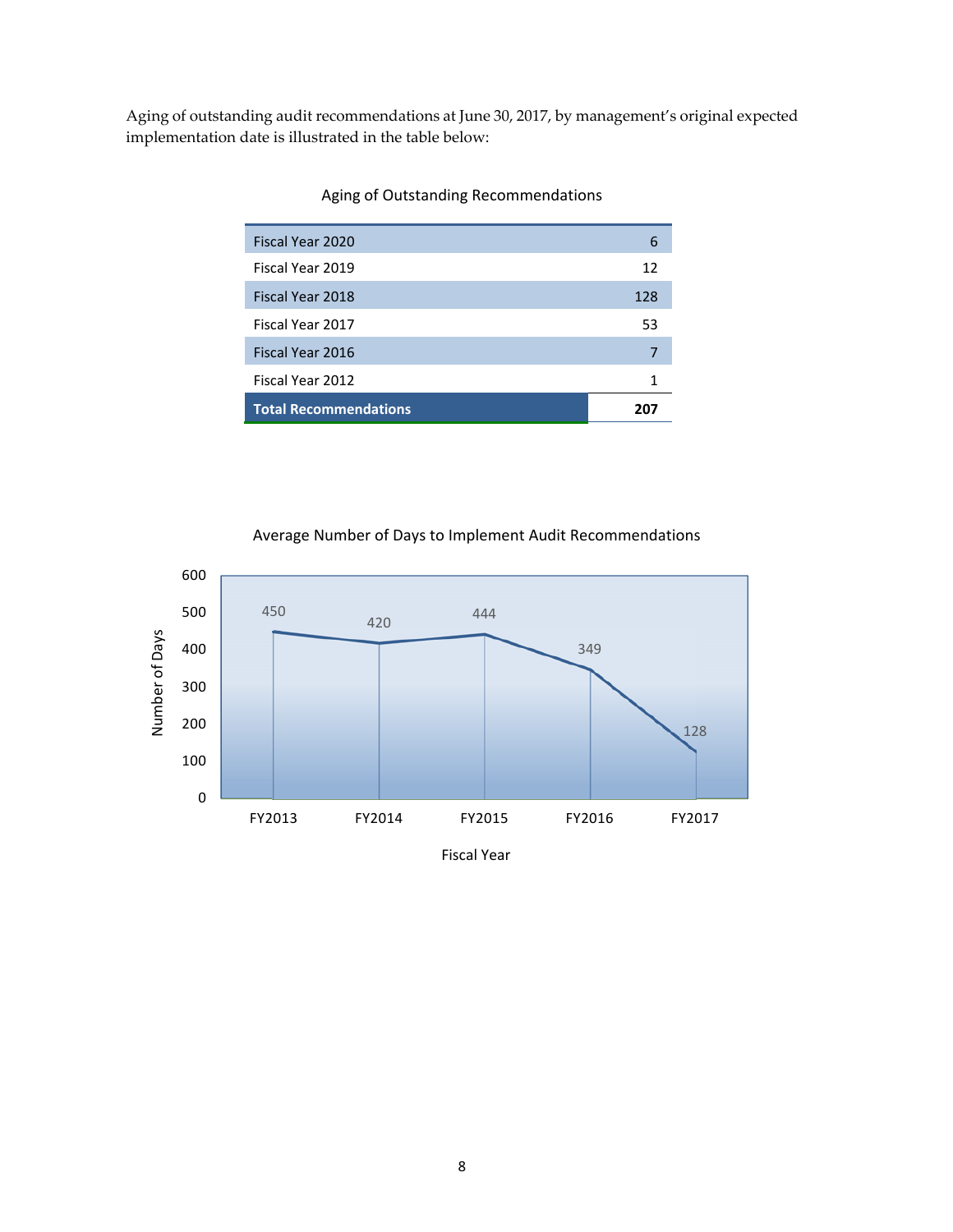Aging of outstanding audit recommendations at June 30, 2017, by management's original expected implementation date is illustrated in the table below:

Aging of Outstanding Recommendations

| Fiscal Year | Recommendations |
|---|---|
| Fiscal Year 2020 | 6 |
| Fiscal Year 2019 | 12 |
| Fiscal Year 2018 | 128 |
| Fiscal Year 2017 | 53 |
| Fiscal Year 2016 | 7 |
| Fiscal Year 2012 | 1 |
| **Total Recommendations** | **207** |

Average Number of Days to Implement Audit Recommendations

| Fiscal Year | Number of Days |
|---|---|
| FY2013 | 450 |
| FY2014 | 420 |
| FY2015 | 444 |
| FY2016 | 349 |
| FY2017 | 128 |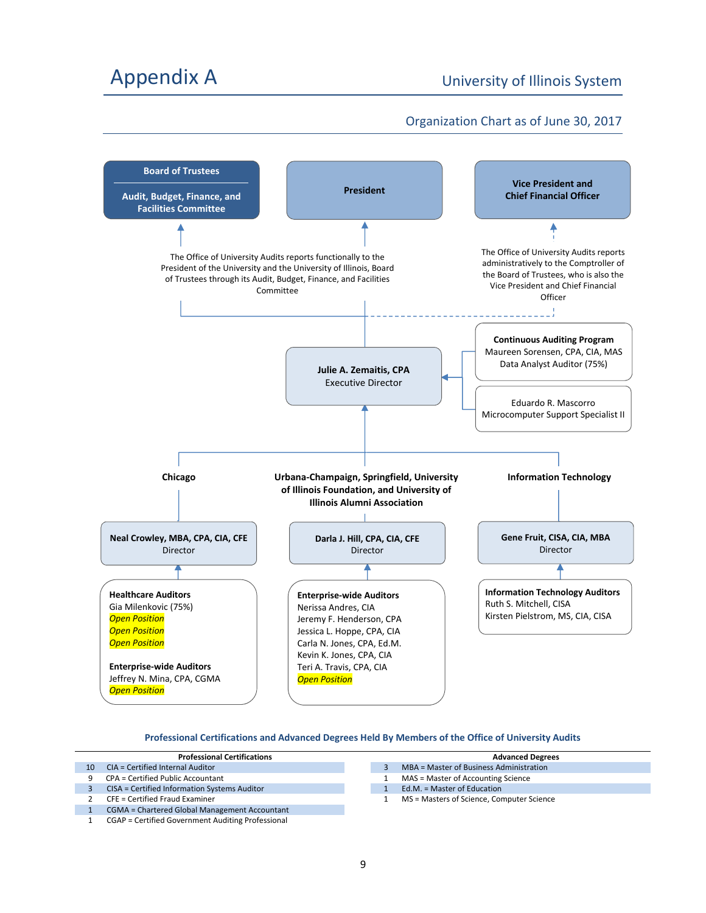# Appendix A

University of Illinois System

## Organization Chart as of June 30, 2017

**Board of Trustees**

**Audit, Budget, Finance, and Facilities Committee**

**President**

**Vice President and Chief Financial Officer**

The Office of University Audits reports functionally to the President of the University and the University of Illinois, Board of Trustees through its Audit, Budget, Finance, and Facilities Committee

The Office of University Audits reports administratively to the Comptroller of the Board of Trustees, who is also the Vice President and Chief Financial Officer

**Julie A. Zemaitis, CPA**
Executive Director

**Continuous Auditing Program**
Maureen Sorensen, CPA, CIA, MAS
Data Analyst Auditor (75%)

Eduardo R. Mascorro
Microcomputer Support Specialist II

### Chicago

**Neal Crowley, MBA, CPA, CIA, CFE**
Director

**Healthcare Auditors**
Gia Milenkovic (75%)
*Open Position*
*Open Position*
*Open Position*

**Enterprise-wide Auditors**
Jeffrey N. Mina, CPA, CGMA
*Open Position*

### Urbana-Champaign, Springfield, University of Illinois Foundation, and University of Illinois Alumni Association

**Darla J. Hill, CPA, CIA, CFE**
Director

**Enterprise-wide Auditors**
Nerissa Andres, CIA
Jeremy F. Henderson, CPA
Jessica L. Hoppe, CPA, CIA
Carla N. Jones, CPA, Ed.M.
Kevin K. Jones, CPA, CIA
Teri A. Travis, CPA, CIA
*Open Position*

### Information Technology

**Gene Fruit, CISA, CIA, MBA**
Director

**Information Technology Auditors**
Ruth S. Mitchell, CISA
Kirsten Pielstrom, MS, CIA, CISA

### Professional Certifications and Advanced Degrees Held By Members of the Office of University Audits

| Professional Certifications | |
|---|---|
| 10 | CIA = Certified Internal Auditor |
| 9 | CPA = Certified Public Accountant |
| 3 | CISA = Certified Information Systems Auditor |
| 2 | CFE = Certified Fraud Examiner |
| 1 | CGMA = Chartered Global Management Accountant |
| 1 | CGAP = Certified Government Auditing Professional |

| Advanced Degrees | |
|---|---|
| 3 | MBA = Master of Business Administration |
| 1 | MAS = Master of Accounting Science |
| 1 | Ed.M. = Master of Education |
| 1 | MS = Masters of Science, Computer Science |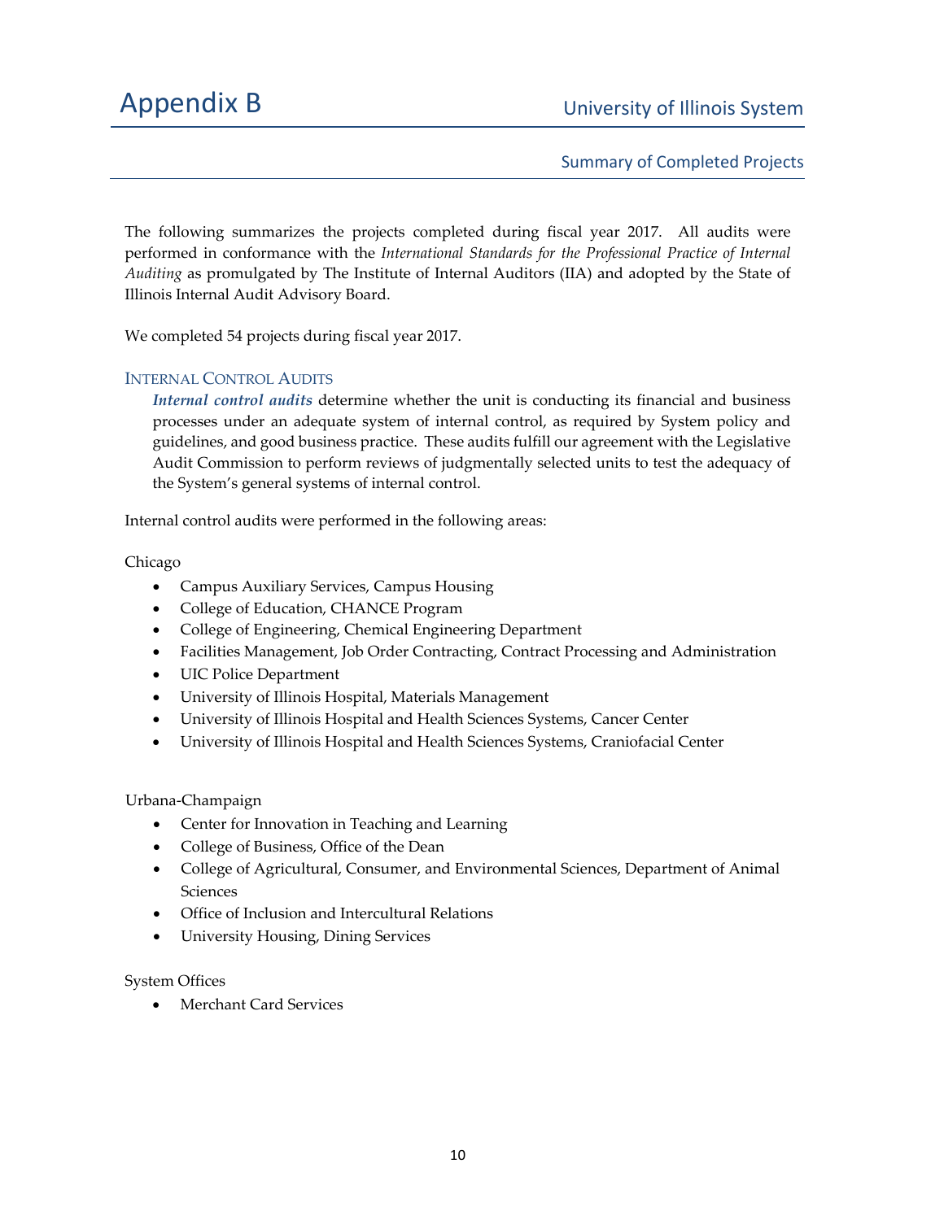# Appendix B

## University of Illinois System

### Summary of Completed Projects

The following summarizes the projects completed during fiscal year 2017. All audits were performed in conformance with the *International Standards for the Professional Practice of Internal Auditing* as promulgated by The Institute of Internal Auditors (IIA) and adopted by the State of Illinois Internal Audit Advisory Board.

We completed 54 projects during fiscal year 2017.

### INTERNAL CONTROL AUDITS

***Internal control audits*** determine whether the unit is conducting its financial and business processes under an adequate system of internal control, as required by System policy and guidelines, and good business practice. These audits fulfill our agreement with the Legislative Audit Commission to perform reviews of judgmentally selected units to test the adequacy of the System's general systems of internal control.

Internal control audits were performed in the following areas:

Chicago

- Campus Auxiliary Services, Campus Housing
- College of Education, CHANCE Program
- College of Engineering, Chemical Engineering Department
- Facilities Management, Job Order Contracting, Contract Processing and Administration
- UIC Police Department
- University of Illinois Hospital, Materials Management
- University of Illinois Hospital and Health Sciences Systems, Cancer Center
- University of Illinois Hospital and Health Sciences Systems, Craniofacial Center

Urbana-Champaign

- Center for Innovation in Teaching and Learning
- College of Business, Office of the Dean
- College of Agricultural, Consumer, and Environmental Sciences, Department of Animal Sciences
- Office of Inclusion and Intercultural Relations
- University Housing, Dining Services

System Offices

- Merchant Card Services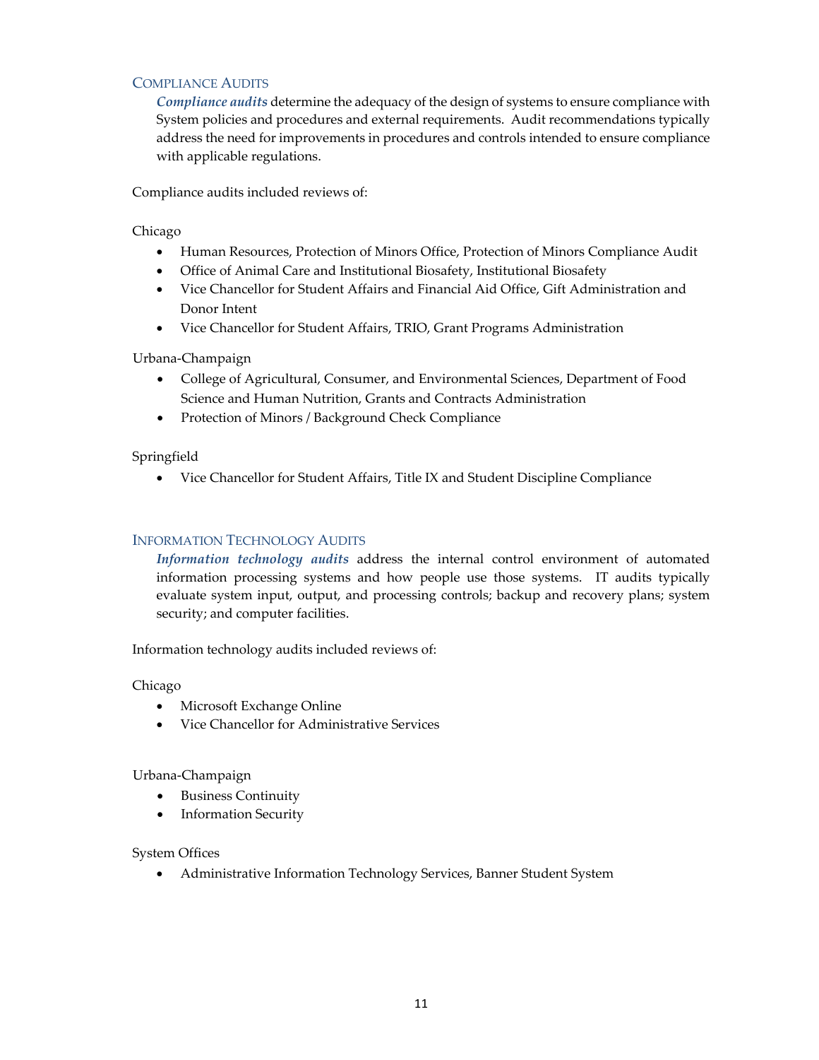## Compliance Audits

***Compliance audits*** determine the adequacy of the design of systems to ensure compliance with System policies and procedures and external requirements. Audit recommendations typically address the need for improvements in procedures and controls intended to ensure compliance with applicable regulations.

Compliance audits included reviews of:

Chicago

- Human Resources, Protection of Minors Office, Protection of Minors Compliance Audit
- Office of Animal Care and Institutional Biosafety, Institutional Biosafety
- Vice Chancellor for Student Affairs and Financial Aid Office, Gift Administration and Donor Intent
- Vice Chancellor for Student Affairs, TRIO, Grant Programs Administration

Urbana-Champaign

- College of Agricultural, Consumer, and Environmental Sciences, Department of Food Science and Human Nutrition, Grants and Contracts Administration
- Protection of Minors / Background Check Compliance

Springfield

- Vice Chancellor for Student Affairs, Title IX and Student Discipline Compliance

## Information Technology Audits

***Information technology audits*** address the internal control environment of automated information processing systems and how people use those systems. IT audits typically evaluate system input, output, and processing controls; backup and recovery plans; system security; and computer facilities.

Information technology audits included reviews of:

Chicago

- Microsoft Exchange Online
- Vice Chancellor for Administrative Services

Urbana-Champaign

- Business Continuity
- Information Security

System Offices

- Administrative Information Technology Services, Banner Student System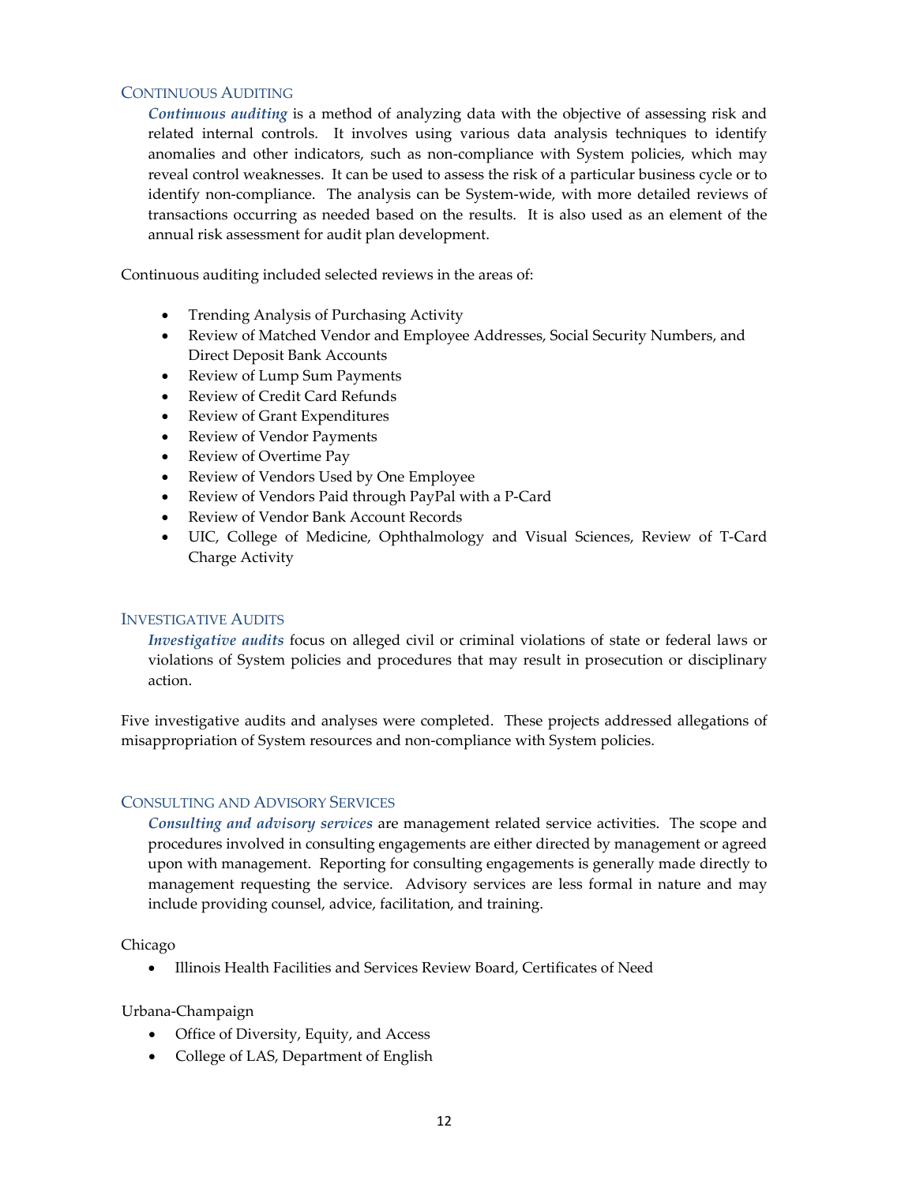## Continuous Auditing

***Continuous auditing*** is a method of analyzing data with the objective of assessing risk and related internal controls. It involves using various data analysis techniques to identify anomalies and other indicators, such as non-compliance with System policies, which may reveal control weaknesses. It can be used to assess the risk of a particular business cycle or to identify non-compliance. The analysis can be System-wide, with more detailed reviews of transactions occurring as needed based on the results. It is also used as an element of the annual risk assessment for audit plan development.

Continuous auditing included selected reviews in the areas of:

- Trending Analysis of Purchasing Activity
- Review of Matched Vendor and Employee Addresses, Social Security Numbers, and Direct Deposit Bank Accounts
- Review of Lump Sum Payments
- Review of Credit Card Refunds
- Review of Grant Expenditures
- Review of Vendor Payments
- Review of Overtime Pay
- Review of Vendors Used by One Employee
- Review of Vendors Paid through PayPal with a P-Card
- Review of Vendor Bank Account Records
- UIC, College of Medicine, Ophthalmology and Visual Sciences, Review of T-Card Charge Activity

## Investigative Audits

***Investigative audits*** focus on alleged civil or criminal violations of state or federal laws or violations of System policies and procedures that may result in prosecution or disciplinary action.

Five investigative audits and analyses were completed. These projects addressed allegations of misappropriation of System resources and non-compliance with System policies.

## Consulting and Advisory Services

***Consulting and advisory services*** are management related service activities. The scope and procedures involved in consulting engagements are either directed by management or agreed upon with management. Reporting for consulting engagements is generally made directly to management requesting the service. Advisory services are less formal in nature and may include providing counsel, advice, facilitation, and training.

Chicago

- Illinois Health Facilities and Services Review Board, Certificates of Need

Urbana-Champaign

- Office of Diversity, Equity, and Access
- College of LAS, Department of English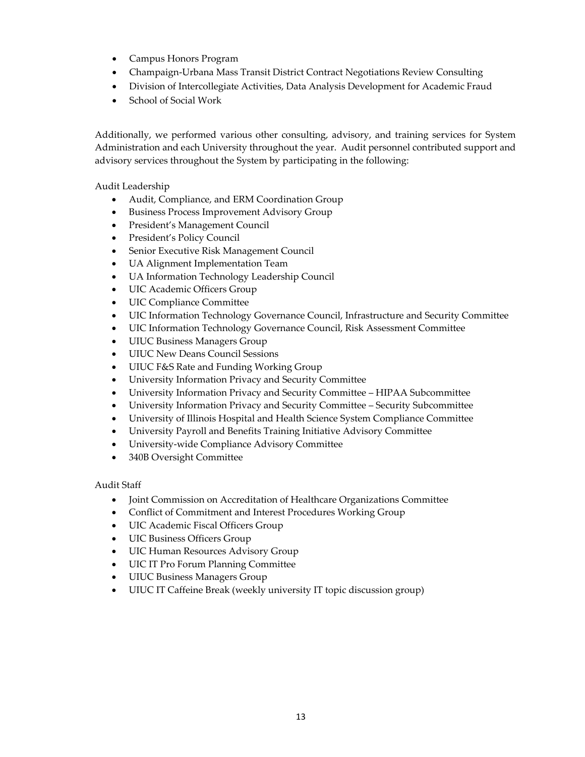- Campus Honors Program
- Champaign-Urbana Mass Transit District Contract Negotiations Review Consulting
- Division of Intercollegiate Activities, Data Analysis Development for Academic Fraud
- School of Social Work

Additionally, we performed various other consulting, advisory, and training services for System Administration and each University throughout the year. Audit personnel contributed support and advisory services throughout the System by participating in the following:

Audit Leadership

- Audit, Compliance, and ERM Coordination Group
- Business Process Improvement Advisory Group
- President's Management Council
- President's Policy Council
- Senior Executive Risk Management Council
- UA Alignment Implementation Team
- UA Information Technology Leadership Council
- UIC Academic Officers Group
- UIC Compliance Committee
- UIC Information Technology Governance Council, Infrastructure and Security Committee
- UIC Information Technology Governance Council, Risk Assessment Committee
- UIUC Business Managers Group
- UIUC New Deans Council Sessions
- UIUC F&S Rate and Funding Working Group
- University Information Privacy and Security Committee
- University Information Privacy and Security Committee – HIPAA Subcommittee
- University Information Privacy and Security Committee – Security Subcommittee
- University of Illinois Hospital and Health Science System Compliance Committee
- University Payroll and Benefits Training Initiative Advisory Committee
- University-wide Compliance Advisory Committee
- 340B Oversight Committee

Audit Staff

- Joint Commission on Accreditation of Healthcare Organizations Committee
- Conflict of Commitment and Interest Procedures Working Group
- UIC Academic Fiscal Officers Group
- UIC Business Officers Group
- UIC Human Resources Advisory Group
- UIC IT Pro Forum Planning Committee
- UIUC Business Managers Group
- UIUC IT Caffeine Break (weekly university IT topic discussion group)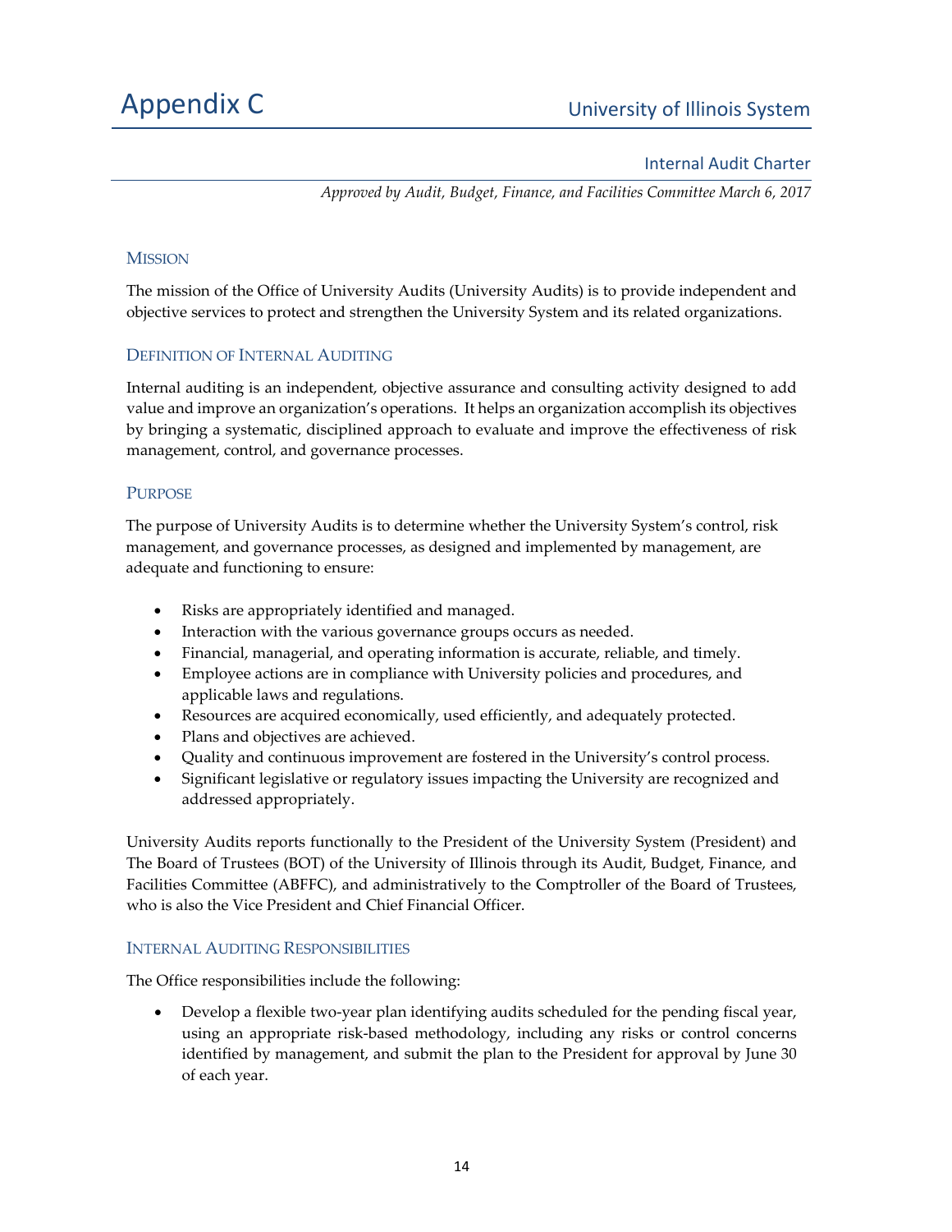# Appendix C

University of Illinois System

## Internal Audit Charter

*Approved by Audit, Budget, Finance, and Facilities Committee March 6, 2017*

### Mission

The mission of the Office of University Audits (University Audits) is to provide independent and objective services to protect and strengthen the University System and its related organizations.

### Definition of Internal Auditing

Internal auditing is an independent, objective assurance and consulting activity designed to add value and improve an organization's operations. It helps an organization accomplish its objectives by bringing a systematic, disciplined approach to evaluate and improve the effectiveness of risk management, control, and governance processes.

### Purpose

The purpose of University Audits is to determine whether the University System's control, risk management, and governance processes, as designed and implemented by management, are adequate and functioning to ensure:

- Risks are appropriately identified and managed.
- Interaction with the various governance groups occurs as needed.
- Financial, managerial, and operating information is accurate, reliable, and timely.
- Employee actions are in compliance with University policies and procedures, and applicable laws and regulations.
- Resources are acquired economically, used efficiently, and adequately protected.
- Plans and objectives are achieved.
- Quality and continuous improvement are fostered in the University's control process.
- Significant legislative or regulatory issues impacting the University are recognized and addressed appropriately.

University Audits reports functionally to the President of the University System (President) and The Board of Trustees (BOT) of the University of Illinois through its Audit, Budget, Finance, and Facilities Committee (ABFFC), and administratively to the Comptroller of the Board of Trustees, who is also the Vice President and Chief Financial Officer.

### Internal Auditing Responsibilities

The Office responsibilities include the following:

- Develop a flexible two-year plan identifying audits scheduled for the pending fiscal year, using an appropriate risk-based methodology, including any risks or control concerns identified by management, and submit the plan to the President for approval by June 30 of each year.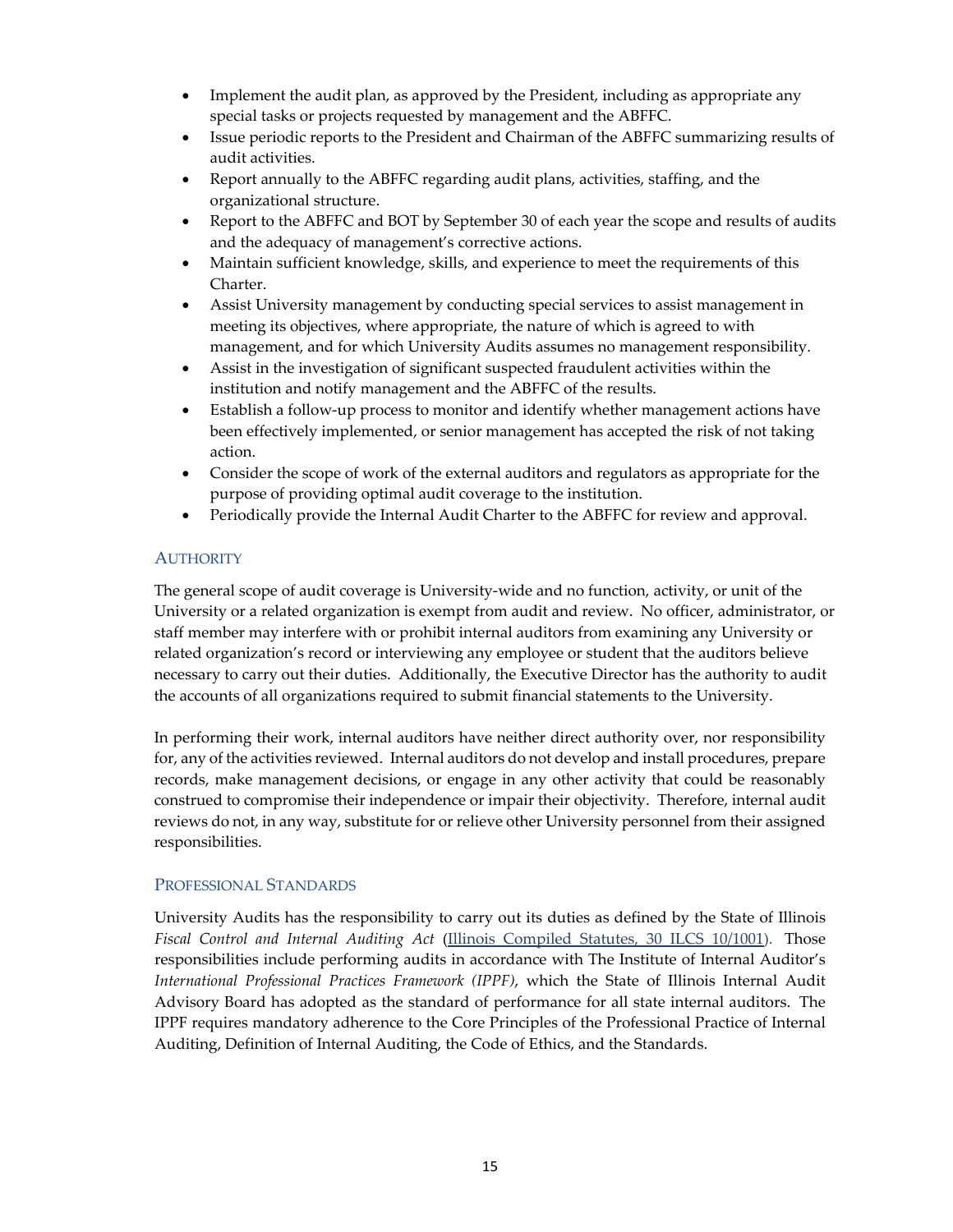- Implement the audit plan, as approved by the President, including as appropriate any special tasks or projects requested by management and the ABFFC.
- Issue periodic reports to the President and Chairman of the ABFFC summarizing results of audit activities.
- Report annually to the ABFFC regarding audit plans, activities, staffing, and the organizational structure.
- Report to the ABFFC and BOT by September 30 of each year the scope and results of audits and the adequacy of management's corrective actions.
- Maintain sufficient knowledge, skills, and experience to meet the requirements of this Charter.
- Assist University management by conducting special services to assist management in meeting its objectives, where appropriate, the nature of which is agreed to with management, and for which University Audits assumes no management responsibility.
- Assist in the investigation of significant suspected fraudulent activities within the institution and notify management and the ABFFC of the results.
- Establish a follow-up process to monitor and identify whether management actions have been effectively implemented, or senior management has accepted the risk of not taking action.
- Consider the scope of work of the external auditors and regulators as appropriate for the purpose of providing optimal audit coverage to the institution.
- Periodically provide the Internal Audit Charter to the ABFFC for review and approval.

## Authority

The general scope of audit coverage is University-wide and no function, activity, or unit of the University or a related organization is exempt from audit and review. No officer, administrator, or staff member may interfere with or prohibit internal auditors from examining any University or related organization's record or interviewing any employee or student that the auditors believe necessary to carry out their duties. Additionally, the Executive Director has the authority to audit the accounts of all organizations required to submit financial statements to the University.

In performing their work, internal auditors have neither direct authority over, nor responsibility for, any of the activities reviewed. Internal auditors do not develop and install procedures, prepare records, make management decisions, or engage in any other activity that could be reasonably construed to compromise their independence or impair their objectivity. Therefore, internal audit reviews do not, in any way, substitute for or relieve other University personnel from their assigned responsibilities.

## Professional Standards

University Audits has the responsibility to carry out its duties as defined by the State of Illinois *Fiscal Control and Internal Auditing Act* (Illinois Compiled Statutes, 30 ILCS 10/1001). Those responsibilities include performing audits in accordance with The Institute of Internal Auditor's *International Professional Practices Framework (IPPF)*, which the State of Illinois Internal Audit Advisory Board has adopted as the standard of performance for all state internal auditors. The IPPF requires mandatory adherence to the Core Principles of the Professional Practice of Internal Auditing, Definition of Internal Auditing, the Code of Ethics, and the Standards.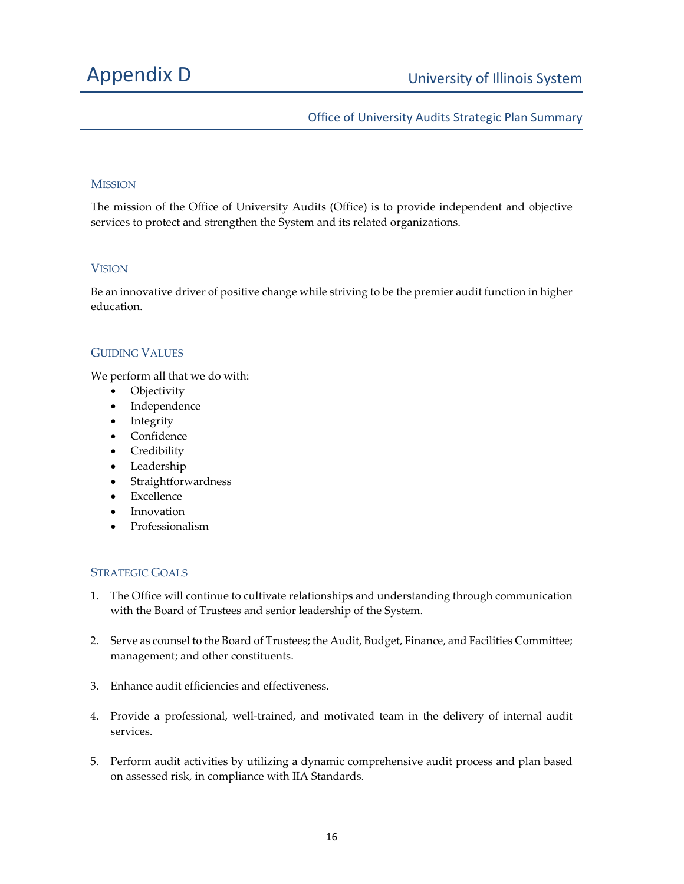# Appendix D

University of Illinois System

Office of University Audits Strategic Plan Summary

## Mission

The mission of the Office of University Audits (Office) is to provide independent and objective services to protect and strengthen the System and its related organizations.

## Vision

Be an innovative driver of positive change while striving to be the premier audit function in higher education.

## Guiding Values

We perform all that we do with:

- Objectivity
- Independence
- Integrity
- Confidence
- Credibility
- Leadership
- Straightforwardness
- Excellence
- Innovation
- Professionalism

## Strategic Goals

1. The Office will continue to cultivate relationships and understanding through communication with the Board of Trustees and senior leadership of the System.

2. Serve as counsel to the Board of Trustees; the Audit, Budget, Finance, and Facilities Committee; management; and other constituents.

3. Enhance audit efficiencies and effectiveness.

4. Provide a professional, well-trained, and motivated team in the delivery of internal audit services.

5. Perform audit activities by utilizing a dynamic comprehensive audit process and plan based on assessed risk, in compliance with IIA Standards.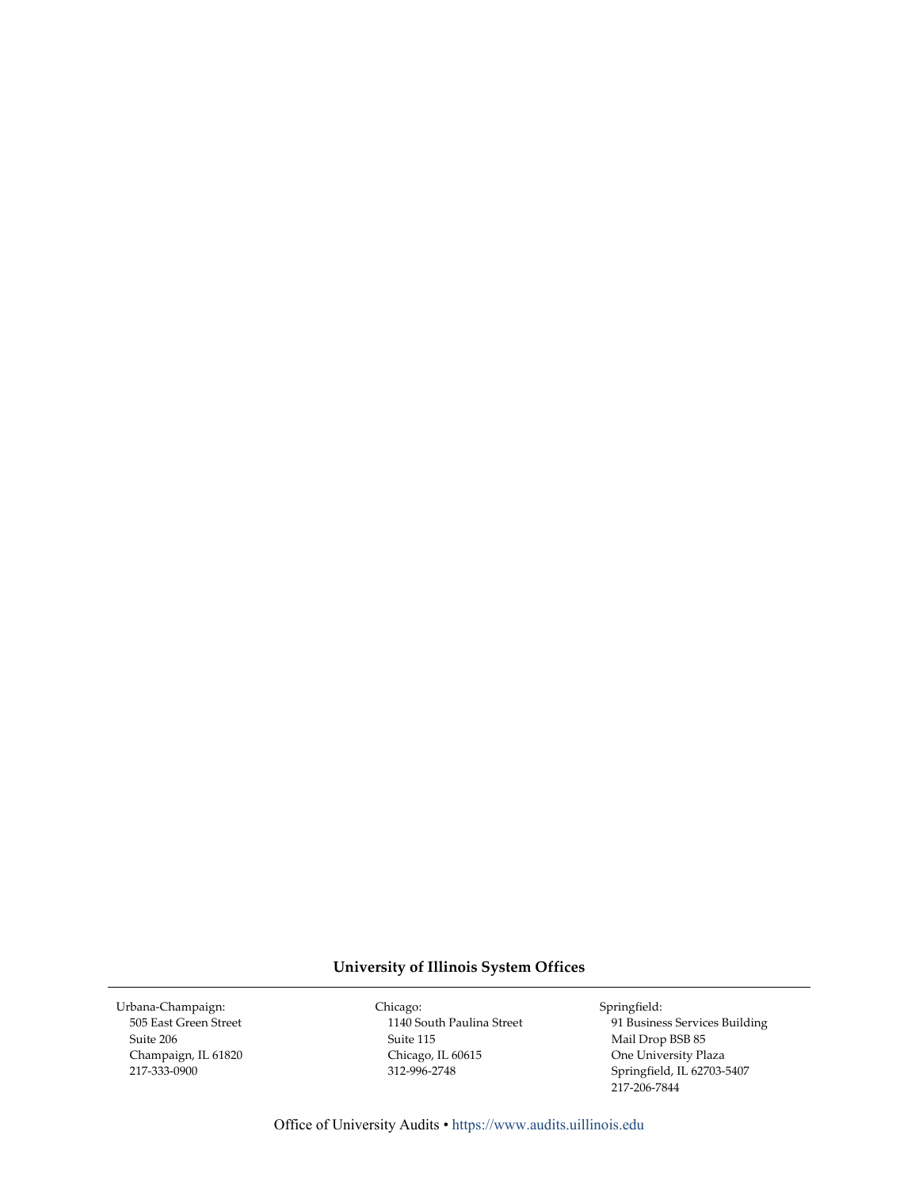**University of Illinois System Offices**

Urbana-Champaign:
505 East Green Street
Suite 206
Champaign, IL 61820
217-333-0900

Chicago:
1140 South Paulina Street
Suite 115
Chicago, IL 60615
312-996-2748

Springfield:
91 Business Services Building
Mail Drop BSB 85
One University Plaza
Springfield, IL 62703-5407
217-206-7844

Office of University Audits • https://www.audits.uillinois.edu